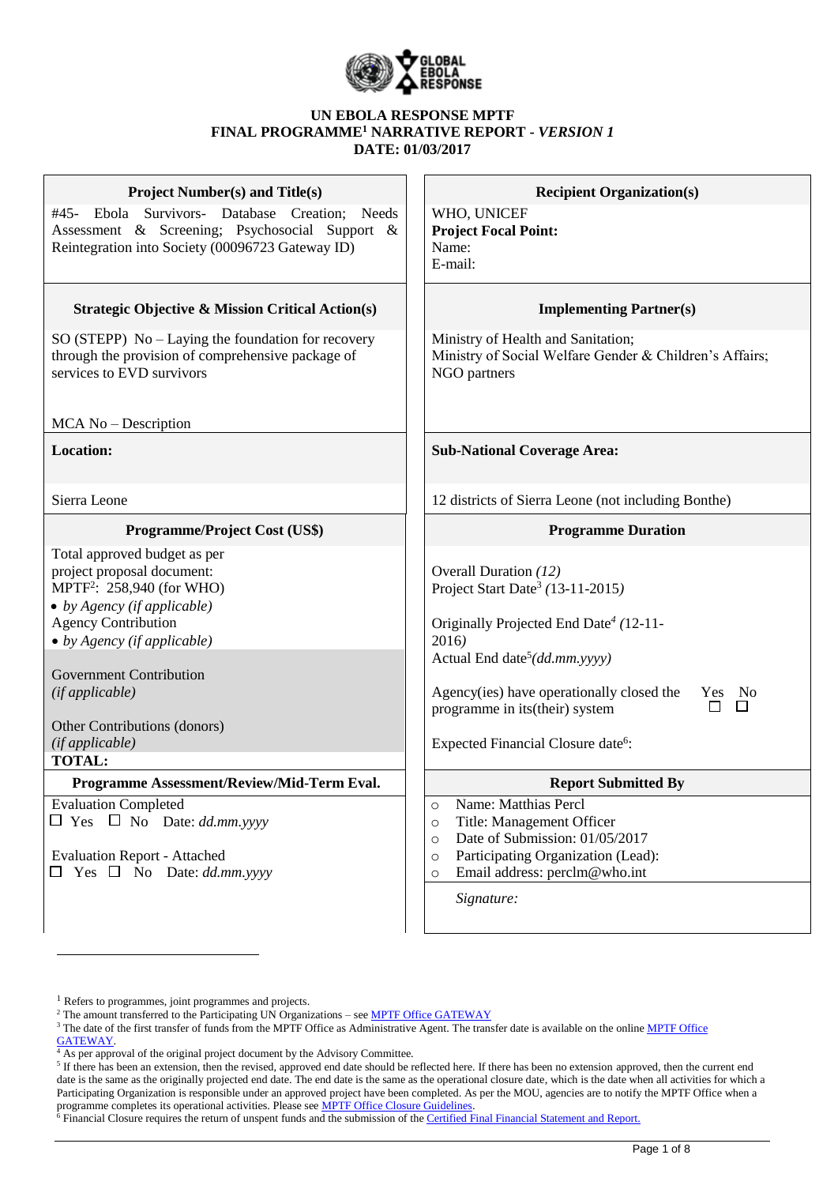**UN EBOLA RESPONSE MPTF**
**FINAL PROGRAMME[1] NARRATIVE REPORT - *VERSION 1***
**DATE: 01/03/2017**

| **Project Number(s) and Title(s)** | **Recipient Organization(s)** |
|---|---|
| #45- Ebola Survivors- Database Creation; Needs Assessment & Screening; Psychosocial Support & Reintegration into Society (00096723 Gateway ID) | WHO, UNICEF<br>**Project Focal Point:**<br>Name:<br>E-mail: |
| **Strategic Objective & Mission Critical Action(s)** | **Implementing Partner(s)** |
| SO (STEPP) No – Laying the foundation for recovery through the provision of comprehensive package of services to EVD survivors<br><br>MCA No – Description | Ministry of Health and Sanitation;<br>Ministry of Social Welfare Gender & Children's Affairs;<br>NGO partners |
| **Location:** | **Sub-National Coverage Area:** |
| Sierra Leone | 12 districts of Sierra Leone (not including Bonthe) |
| **Programme/Project Cost (US$)** | **Programme Duration** |
| Total approved budget as per project proposal document:<br>MPTF[2]: 258,940 (for WHO)<br>• *by Agency (if applicable)*<br>Agency Contribution<br>• *by Agency (if applicable)*<br><br>Government Contribution<br>*(if applicable)*<br><br>Other Contributions (donors)<br>*(if applicable)*<br>**TOTAL:** | Overall Duration *(12)*<br>Project Start Date[3] *(13-11-2015)*<br><br>Originally Projected End Date[4] *(12-11-2016)*<br>Actual End date[5]*(dd.mm.yyyy)*<br><br>Agency(ies) have operationally closed the programme in its(their) system Yes ☐ No ☐<br><br>Expected Financial Closure date[6]: |
| **Programme Assessment/Review/Mid-Term Eval.** | **Report Submitted By** |
| Evaluation Completed<br>☐ Yes ☐ No Date: *dd.mm.yyyy*<br><br>Evaluation Report - Attached<br>☐ Yes ☐ No Date: *dd.mm.yyyy* | ○ Name: Matthias Percl<br>○ Title: Management Officer<br>○ Date of Submission: 01/05/2017<br>○ Participating Organization (Lead):<br>○ Email address: perclm@who.int<br><br>*Signature:* |

---

[1] Refers to programmes, joint programmes and projects.
[2] The amount transferred to the Participating UN Organizations – see MPTF Office GATEWAY
[3] The date of the first transfer of funds from the MPTF Office as Administrative Agent. The transfer date is available on the online MPTF Office GATEWAY.
[4] As per approval of the original project document by the Advisory Committee.
[5] If there has been an extension, then the revised, approved end date should be reflected here. If there has been no extension approved, then the current end date is the same as the originally projected end date. The end date is the same as the operational closure date, which is the date when all activities for which a Participating Organization is responsible under an approved project have been completed. As per the MOU, agencies are to notify the MPTF Office when a programme completes its operational activities. Please see MPTF Office Closure Guidelines.
[6] Financial Closure requires the return of unspent funds and the submission of the Certified Final Financial Statement and Report.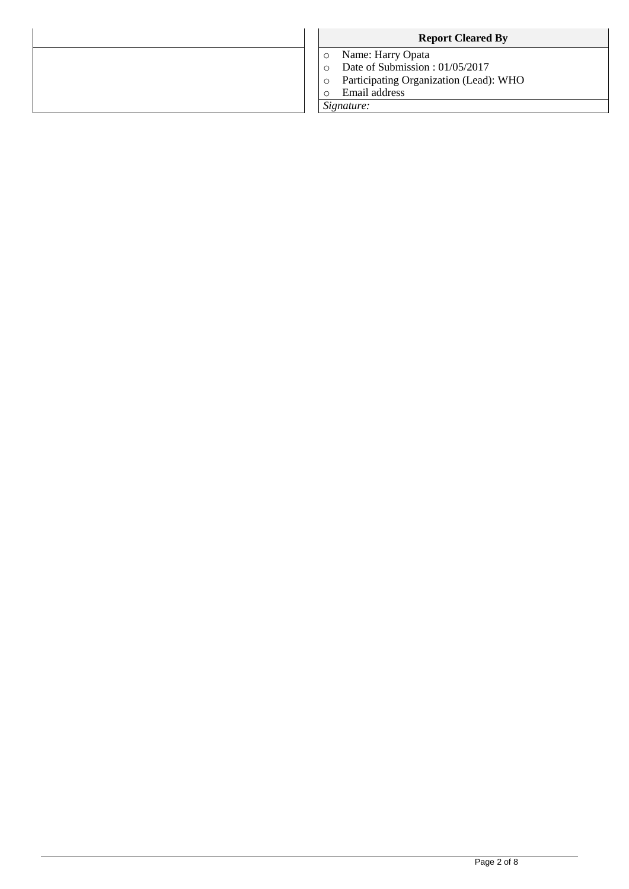| | **Report Cleared By** |
|---|---|
| | - Name: Harry Opata<br>- Date of Submission : 01/05/2017<br>- Participating Organization (Lead): WHO<br>- Email address |
| | *Signature:* |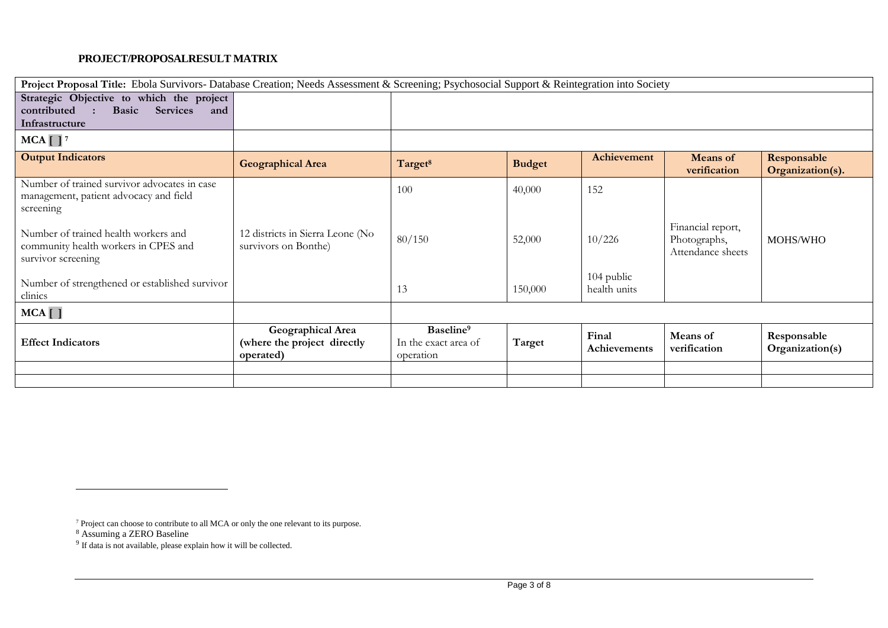**PROJECT/PROPOSALRESULT MATRIX**

| Project Proposal Title: Ebola Survivors- Database Creation; Needs Assessment & Screening; Psychosocial Support & Reintegration into Society | | | | | | |
|---|---|---|---|---|---|---|
| **Strategic Objective to which the project contributed : Basic Services and Infrastructure** | | | | | | |
| **MCA [ ]** [7] | | | | | | |
| **Output Indicators** | **Geographical Area** | **Target**[8] | **Budget** | **Achievement** | **Means of verification** | **Responsable Organization(s).** |
| Number of trained survivor advocates in case management, patient advocacy and field screening | 12 districts in Sierra Leone (No survivors on Bonthe) | 100 | 40,000 | 152 | Financial report, Photographs, Attendance sheets | MOHS/WHO |
| Number of trained health workers and community health workers in CPES and survivor screening | | 80/150 | 52,000 | 10/226 | | |
| Number of strengthened or established survivor clinics | | 13 | 150,000 | 104 public health units | | |
| **MCA [ ]** | | | | | | |
| **Effect Indicators** | **Geographical Area (where the project directly operated)** | **Baseline**[9] In the exact area of operation | **Target** | **Final Achievements** | **Means of verification** | **Responsable Organization(s)** |
| | | | | | | |
| | | | | | | |

[7] Project can choose to contribute to all MCA or only the one relevant to its purpose.

[8] Assuming a ZERO Baseline

[9] If data is not available, please explain how it will be collected.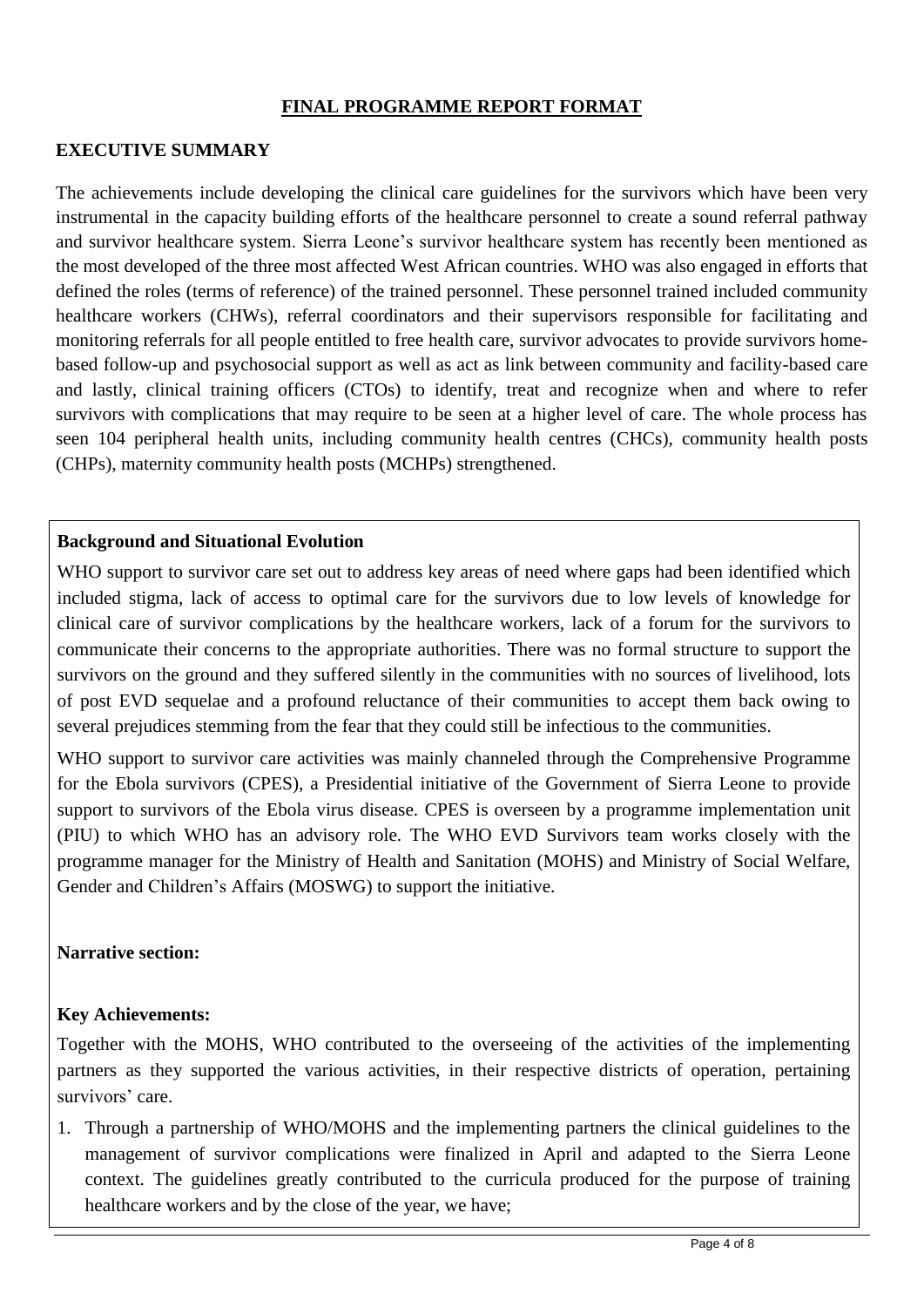## FINAL PROGRAMME REPORT FORMAT

### EXECUTIVE SUMMARY

The achievements include developing the clinical care guidelines for the survivors which have been very instrumental in the capacity building efforts of the healthcare personnel to create a sound referral pathway and survivor healthcare system. Sierra Leone's survivor healthcare system has recently been mentioned as the most developed of the three most affected West African countries. WHO was also engaged in efforts that defined the roles (terms of reference) of the trained personnel. These personnel trained included community healthcare workers (CHWs), referral coordinators and their supervisors responsible for facilitating and monitoring referrals for all people entitled to free health care, survivor advocates to provide survivors home-based follow-up and psychosocial support as well as act as link between community and facility-based care and lastly, clinical training officers (CTOs) to identify, treat and recognize when and where to refer survivors with complications that may require to be seen at a higher level of care. The whole process has seen 104 peripheral health units, including community health centres (CHCs), community health posts (CHPs), maternity community health posts (MCHPs) strengthened.

**Background and Situational Evolution**

WHO support to survivor care set out to address key areas of need where gaps had been identified which included stigma, lack of access to optimal care for the survivors due to low levels of knowledge for clinical care of survivor complications by the healthcare workers, lack of a forum for the survivors to communicate their concerns to the appropriate authorities. There was no formal structure to support the survivors on the ground and they suffered silently in the communities with no sources of livelihood, lots of post EVD sequelae and a profound reluctance of their communities to accept them back owing to several prejudices stemming from the fear that they could still be infectious to the communities.

WHO support to survivor care activities was mainly channeled through the Comprehensive Programme for the Ebola survivors (CPES), a Presidential initiative of the Government of Sierra Leone to provide support to survivors of the Ebola virus disease. CPES is overseen by a programme implementation unit (PIU) to which WHO has an advisory role. The WHO EVD Survivors team works closely with the programme manager for the Ministry of Health and Sanitation (MOHS) and Ministry of Social Welfare, Gender and Children's Affairs (MOSWG) to support the initiative.

**Narrative section:**

**Key Achievements:**

Together with the MOHS, WHO contributed to the overseeing of the activities of the implementing partners as they supported the various activities, in their respective districts of operation, pertaining survivors' care.

1. Through a partnership of WHO/MOHS and the implementing partners the clinical guidelines to the management of survivor complications were finalized in April and adapted to the Sierra Leone context. The guidelines greatly contributed to the curricula produced for the purpose of training healthcare workers and by the close of the year, we have;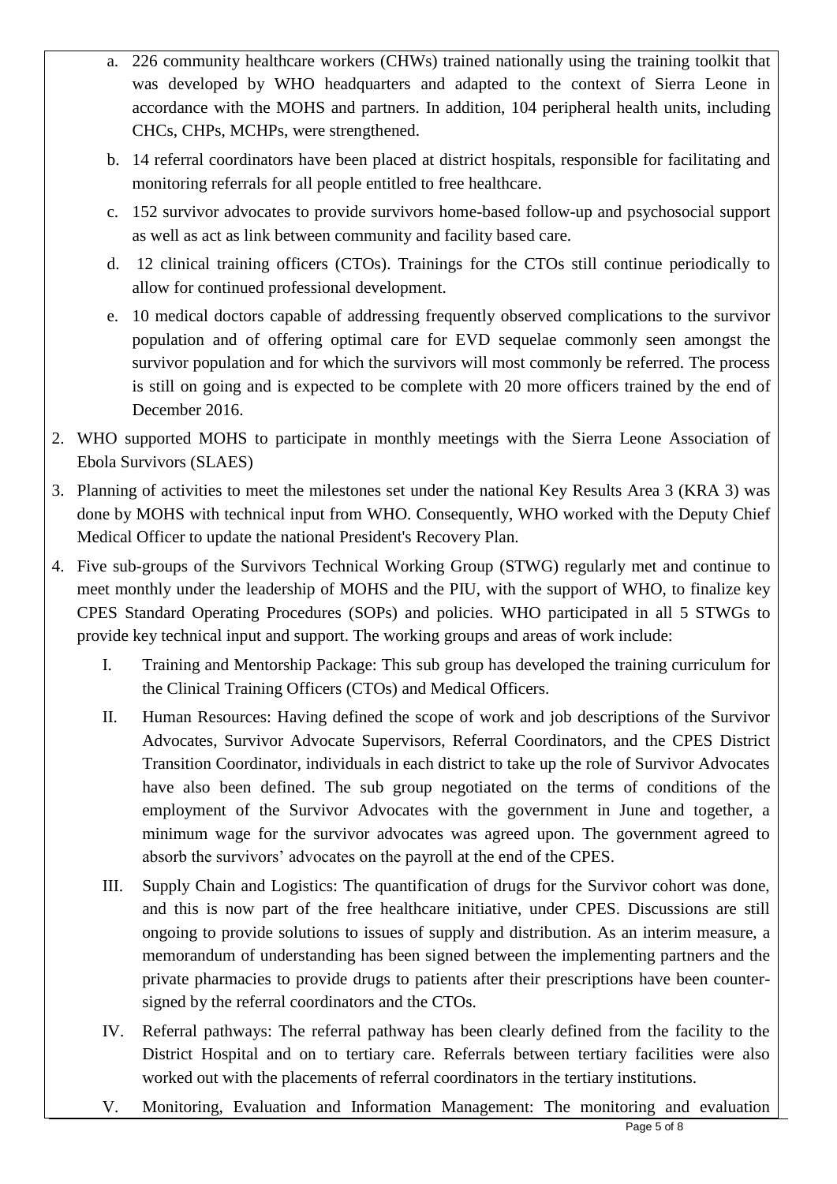a. 226 community healthcare workers (CHWs) trained nationally using the training toolkit that was developed by WHO headquarters and adapted to the context of Sierra Leone in accordance with the MOHS and partners. In addition, 104 peripheral health units, including CHCs, CHPs, MCHPs, were strengthened.

b. 14 referral coordinators have been placed at district hospitals, responsible for facilitating and monitoring referrals for all people entitled to free healthcare.

c. 152 survivor advocates to provide survivors home-based follow-up and psychosocial support as well as act as link between community and facility based care.

d. 12 clinical training officers (CTOs). Trainings for the CTOs still continue periodically to allow for continued professional development.

e. 10 medical doctors capable of addressing frequently observed complications to the survivor population and of offering optimal care for EVD sequelae commonly seen amongst the survivor population and for which the survivors will most commonly be referred. The process is still on going and is expected to be complete with 20 more officers trained by the end of December 2016.

2. WHO supported MOHS to participate in monthly meetings with the Sierra Leone Association of Ebola Survivors (SLAES)

3. Planning of activities to meet the milestones set under the national Key Results Area 3 (KRA 3) was done by MOHS with technical input from WHO. Consequently, WHO worked with the Deputy Chief Medical Officer to update the national President's Recovery Plan.

4. Five sub-groups of the Survivors Technical Working Group (STWG) regularly met and continue to meet monthly under the leadership of MOHS and the PIU, with the support of WHO, to finalize key CPES Standard Operating Procedures (SOPs) and policies. WHO participated in all 5 STWGs to provide key technical input and support. The working groups and areas of work include:

   I. Training and Mentorship Package: This sub group has developed the training curriculum for the Clinical Training Officers (CTOs) and Medical Officers.

   II. Human Resources: Having defined the scope of work and job descriptions of the Survivor Advocates, Survivor Advocate Supervisors, Referral Coordinators, and the CPES District Transition Coordinator, individuals in each district to take up the role of Survivor Advocates have also been defined. The sub group negotiated on the terms of conditions of the employment of the Survivor Advocates with the government in June and together, a minimum wage for the survivor advocates was agreed upon. The government agreed to absorb the survivors' advocates on the payroll at the end of the CPES.

   III. Supply Chain and Logistics: The quantification of drugs for the Survivor cohort was done, and this is now part of the free healthcare initiative, under CPES. Discussions are still ongoing to provide solutions to issues of supply and distribution. As an interim measure, a memorandum of understanding has been signed between the implementing partners and the private pharmacies to provide drugs to patients after their prescriptions have been counter-signed by the referral coordinators and the CTOs.

   IV. Referral pathways: The referral pathway has been clearly defined from the facility to the District Hospital and on to tertiary care. Referrals between tertiary facilities were also worked out with the placements of referral coordinators in the tertiary institutions.

   V. Monitoring, Evaluation and Information Management: The monitoring and evaluation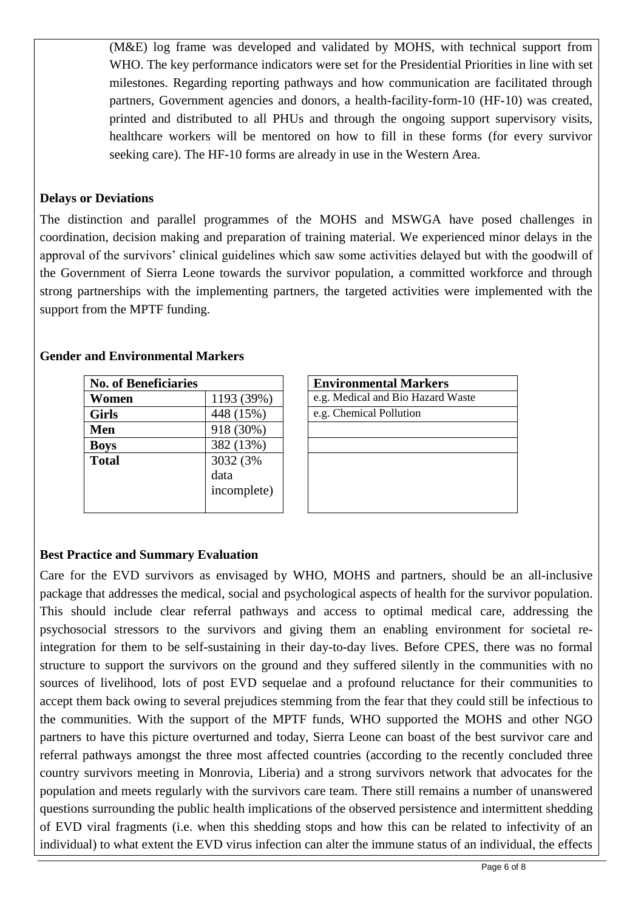(M&E) log frame was developed and validated by MOHS, with technical support from WHO. The key performance indicators were set for the Presidential Priorities in line with set milestones. Regarding reporting pathways and how communication are facilitated through partners, Government agencies and donors, a health-facility-form-10 (HF-10) was created, printed and distributed to all PHUs and through the ongoing support supervisory visits, healthcare workers will be mentored on how to fill in these forms (for every survivor seeking care). The HF-10 forms are already in use in the Western Area.

**Delays or Deviations**

The distinction and parallel programmes of the MOHS and MSWGA have posed challenges in coordination, decision making and preparation of training material. We experienced minor delays in the approval of the survivors' clinical guidelines which saw some activities delayed but with the goodwill of the Government of Sierra Leone towards the survivor population, a committed workforce and through strong partnerships with the implementing partners, the targeted activities were implemented with the support from the MPTF funding.

**Gender and Environmental Markers**

| **No. of Beneficiaries** | |
|---|---|
| **Women** | 1193 (39%) |
| **Girls** | 448 (15%) |
| **Men** | 918 (30%) |
| **Boys** | 382 (13%) |
| **Total** | 3032 (3% data incomplete) |

| **Environmental Markers** |
|---|
| e.g. Medical and Bio Hazard Waste |
| e.g. Chemical Pollution |
| |
| |
| |

**Best Practice and Summary Evaluation**

Care for the EVD survivors as envisaged by WHO, MOHS and partners, should be an all-inclusive package that addresses the medical, social and psychological aspects of health for the survivor population. This should include clear referral pathways and access to optimal medical care, addressing the psychosocial stressors to the survivors and giving them an enabling environment for societal re-integration for them to be self-sustaining in their day-to-day lives. Before CPES, there was no formal structure to support the survivors on the ground and they suffered silently in the communities with no sources of livelihood, lots of post EVD sequelae and a profound reluctance for their communities to accept them back owing to several prejudices stemming from the fear that they could still be infectious to the communities. With the support of the MPTF funds, WHO supported the MOHS and other NGO partners to have this picture overturned and today, Sierra Leone can boast of the best survivor care and referral pathways amongst the three most affected countries (according to the recently concluded three country survivors meeting in Monrovia, Liberia) and a strong survivors network that advocates for the population and meets regularly with the survivors care team. There still remains a number of unanswered questions surrounding the public health implications of the observed persistence and intermittent shedding of EVD viral fragments (i.e. when this shedding stops and how this can be related to infectivity of an individual) to what extent the EVD virus infection can alter the immune status of an individual, the effects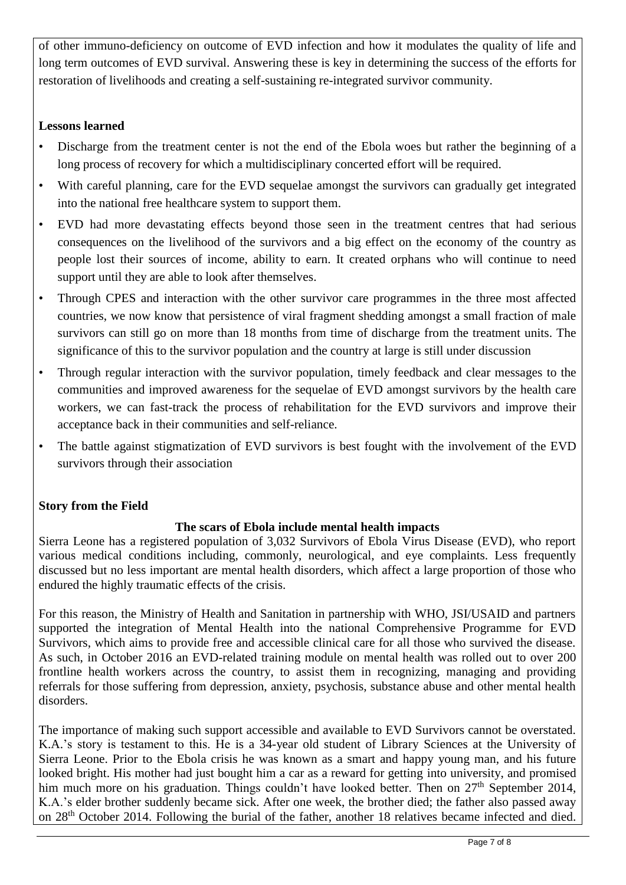of other immuno-deficiency on outcome of EVD infection and how it modulates the quality of life and long term outcomes of EVD survival. Answering these is key in determining the success of the efforts for restoration of livelihoods and creating a self-sustaining re-integrated survivor community.

**Lessons learned**

- Discharge from the treatment center is not the end of the Ebola woes but rather the beginning of a long process of recovery for which a multidisciplinary concerted effort will be required.
- With careful planning, care for the EVD sequelae amongst the survivors can gradually get integrated into the national free healthcare system to support them.
- EVD had more devastating effects beyond those seen in the treatment centres that had serious consequences on the livelihood of the survivors and a big effect on the economy of the country as people lost their sources of income, ability to earn. It created orphans who will continue to need support until they are able to look after themselves.
- Through CPES and interaction with the other survivor care programmes in the three most affected countries, we now know that persistence of viral fragment shedding amongst a small fraction of male survivors can still go on more than 18 months from time of discharge from the treatment units. The significance of this to the survivor population and the country at large is still under discussion
- Through regular interaction with the survivor population, timely feedback and clear messages to the communities and improved awareness for the sequelae of EVD amongst survivors by the health care workers, we can fast-track the process of rehabilitation for the EVD survivors and improve their acceptance back in their communities and self-reliance.
- The battle against stigmatization of EVD survivors is best fought with the involvement of the EVD survivors through their association

**Story from the Field**

**The scars of Ebola include mental health impacts**

Sierra Leone has a registered population of 3,032 Survivors of Ebola Virus Disease (EVD), who report various medical conditions including, commonly, neurological, and eye complaints. Less frequently discussed but no less important are mental health disorders, which affect a large proportion of those who endured the highly traumatic effects of the crisis.

For this reason, the Ministry of Health and Sanitation in partnership with WHO, JSI/USAID and partners supported the integration of Mental Health into the national Comprehensive Programme for EVD Survivors, which aims to provide free and accessible clinical care for all those who survived the disease. As such, in October 2016 an EVD-related training module on mental health was rolled out to over 200 frontline health workers across the country, to assist them in recognizing, managing and providing referrals for those suffering from depression, anxiety, psychosis, substance abuse and other mental health disorders.

The importance of making such support accessible and available to EVD Survivors cannot be overstated. K.A.'s story is testament to this. He is a 34-year old student of Library Sciences at the University of Sierra Leone. Prior to the Ebola crisis he was known as a smart and happy young man, and his future looked bright. His mother had just bought him a car as a reward for getting into university, and promised him much more on his graduation. Things couldn't have looked better. Then on 27th September 2014, K.A.'s elder brother suddenly became sick. After one week, the brother died; the father also passed away on 28th October 2014. Following the burial of the father, another 18 relatives became infected and died.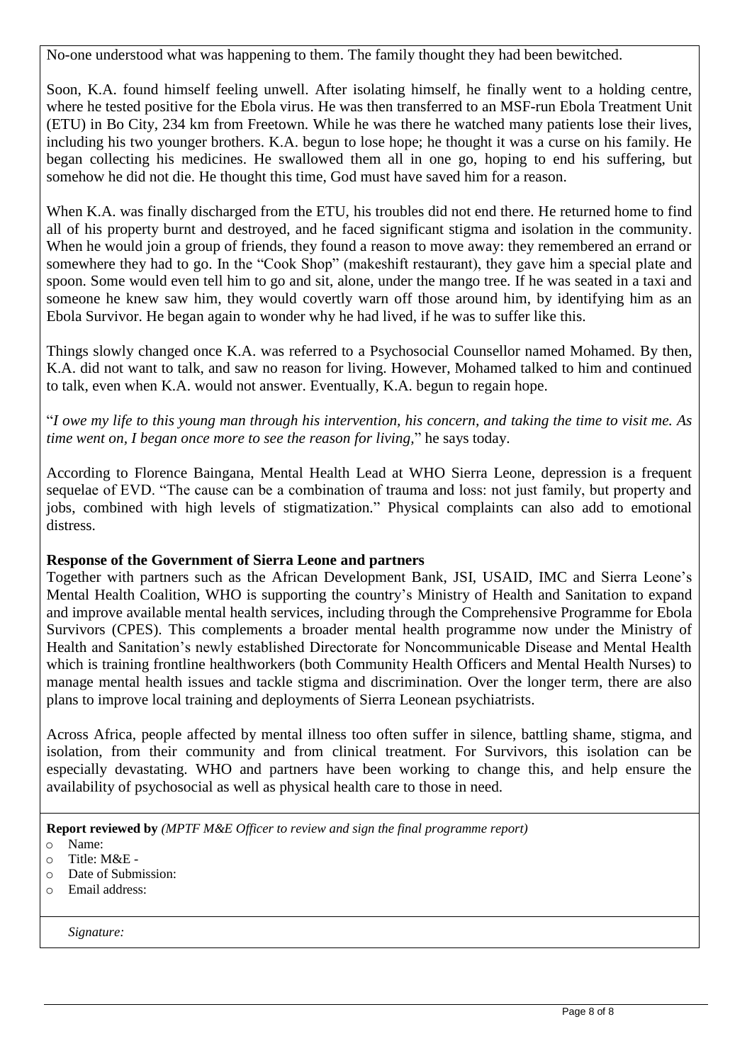No-one understood what was happening to them. The family thought they had been bewitched.

Soon, K.A. found himself feeling unwell. After isolating himself, he finally went to a holding centre, where he tested positive for the Ebola virus. He was then transferred to an MSF-run Ebola Treatment Unit (ETU) in Bo City, 234 km from Freetown. While he was there he watched many patients lose their lives, including his two younger brothers. K.A. begun to lose hope; he thought it was a curse on his family. He began collecting his medicines. He swallowed them all in one go, hoping to end his suffering, but somehow he did not die. He thought this time, God must have saved him for a reason.

When K.A. was finally discharged from the ETU, his troubles did not end there. He returned home to find all of his property burnt and destroyed, and he faced significant stigma and isolation in the community. When he would join a group of friends, they found a reason to move away: they remembered an errand or somewhere they had to go. In the "Cook Shop" (makeshift restaurant), they gave him a special plate and spoon. Some would even tell him to go and sit, alone, under the mango tree. If he was seated in a taxi and someone he knew saw him, they would covertly warn off those around him, by identifying him as an Ebola Survivor. He began again to wonder why he had lived, if he was to suffer like this.

Things slowly changed once K.A. was referred to a Psychosocial Counsellor named Mohamed. By then, K.A. did not want to talk, and saw no reason for living. However, Mohamed talked to him and continued to talk, even when K.A. would not answer. Eventually, K.A. begun to regain hope.

"*I owe my life to this young man through his intervention, his concern, and taking the time to visit me. As time went on, I began once more to see the reason for living*," he says today.

According to Florence Baingana, Mental Health Lead at WHO Sierra Leone, depression is a frequent sequelae of EVD. "The cause can be a combination of trauma and loss: not just family, but property and jobs, combined with high levels of stigmatization." Physical complaints can also add to emotional distress.

**Response of the Government of Sierra Leone and partners**

Together with partners such as the African Development Bank, JSI, USAID, IMC and Sierra Leone's Mental Health Coalition, WHO is supporting the country's Ministry of Health and Sanitation to expand and improve available mental health services, including through the Comprehensive Programme for Ebola Survivors (CPES). This complements a broader mental health programme now under the Ministry of Health and Sanitation's newly established Directorate for Noncommunicable Disease and Mental Health which is training frontline healthworkers (both Community Health Officers and Mental Health Nurses) to manage mental health issues and tackle stigma and discrimination. Over the longer term, there are also plans to improve local training and deployments of Sierra Leonean psychiatrists.

Across Africa, people affected by mental illness too often suffer in silence, battling shame, stigma, and isolation, from their community and from clinical treatment. For Survivors, this isolation can be especially devastating. WHO and partners have been working to change this, and help ensure the availability of psychosocial as well as physical health care to those in need.

**Report reviewed by** *(MPTF M&E Officer to review and sign the final programme report)*

- Name:
- Title: M&E -
- Date of Submission:
- Email address:

*Signature:*